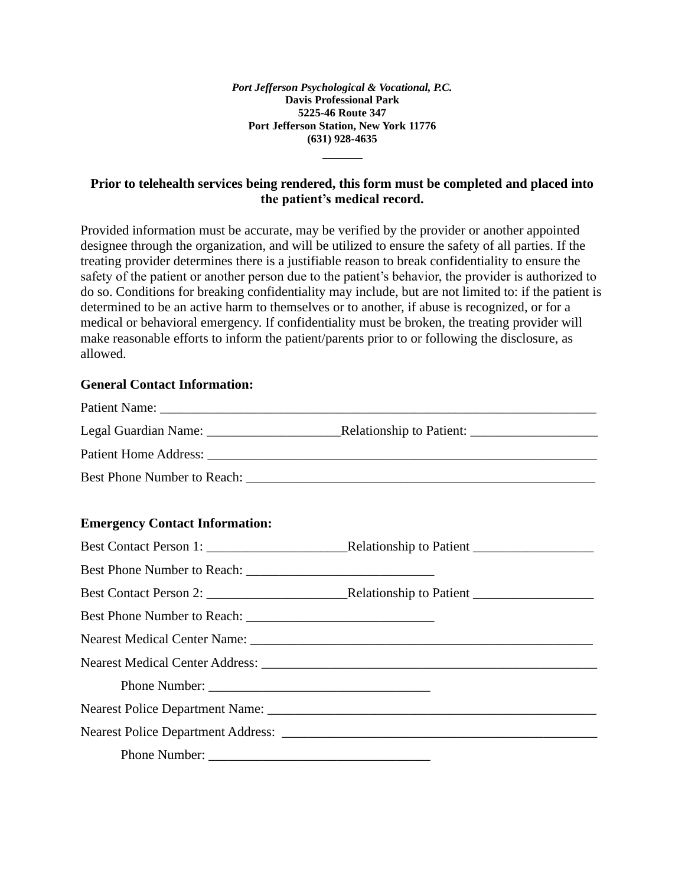***Port Jefferson Psychological & Vocational, P.C.***
**Davis Professional Park**
**5225-46 Route 347**
**Port Jefferson Station, New York 11776**
**(631) 928-4635**

______

**Prior to telehealth services being rendered, this form must be completed and placed into the patient's medical record.**

Provided information must be accurate, may be verified by the provider or another appointed designee through the organization, and will be utilized to ensure the safety of all parties. If the treating provider determines there is a justifiable reason to break confidentiality to ensure the safety of the patient or another person due to the patient's behavior, the provider is authorized to do so. Conditions for breaking confidentiality may include, but are not limited to: if the patient is determined to be an active harm to themselves or to another, if abuse is recognized, or for a medical or behavioral emergency. If confidentiality must be broken, the treating provider will make reasonable efforts to inform the patient/parents prior to or following the disclosure, as allowed.

**General Contact Information:**

Patient Name: ___________________________________________________________________

Legal Guardian Name: ____________________Relationship to Patient: ___________________

Patient Home Address: _____________________________________________________________

Best Phone Number to Reach: _____________________________________________________

**Emergency Contact Information:**

Best Contact Person 1: _____________________Relationship to Patient __________________

Best Phone Number to Reach: ____________________________

Best Contact Person 2: _____________________Relationship to Patient __________________

Best Phone Number to Reach: ____________________________

Nearest Medical Center Name: ____________________________________________________

Nearest Medical Center Address: ___________________________________________________

Phone Number: _________________________________

Nearest Police Department Name: __________________________________________________

Nearest Police Department Address: ________________________________________________

Phone Number: _________________________________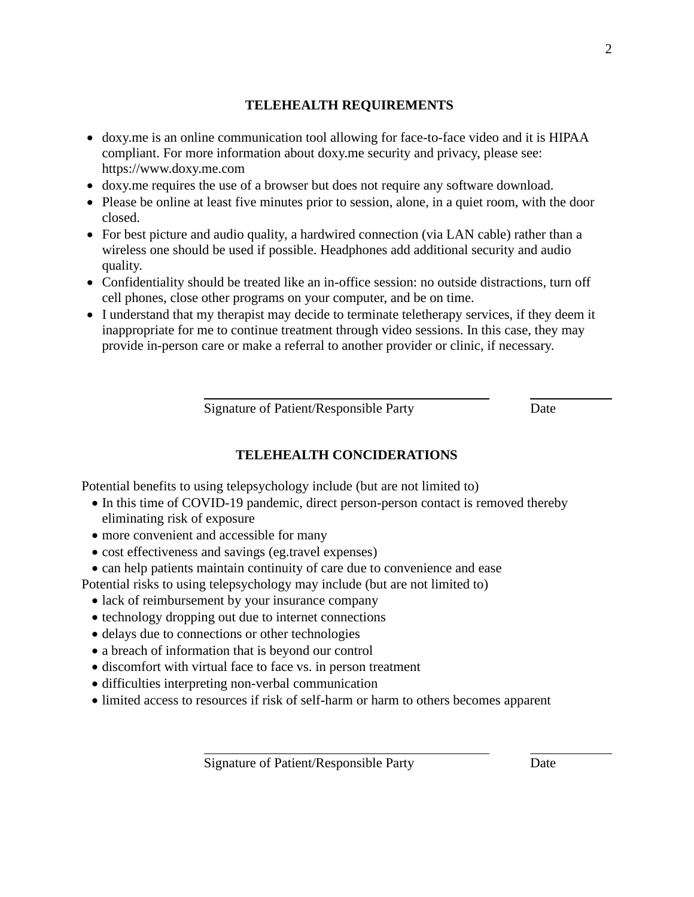## TELEHEALTH REQUIREMENTS

- doxy.me is an online communication tool allowing for face-to-face video and it is HIPAA compliant. For more information about doxy.me security and privacy, please see: https://www.doxy.me.com
- doxy.me requires the use of a browser but does not require any software download.
- Please be online at least five minutes prior to session, alone, in a quiet room, with the door closed.
- For best picture and audio quality, a hardwired connection (via LAN cable) rather than a wireless one should be used if possible. Headphones add additional security and audio quality.
- Confidentiality should be treated like an in-office session: no outside distractions, turn off cell phones, close other programs on your computer, and be on time.
- I understand that my therapist may decide to terminate teletherapy services, if they deem it inappropriate for me to continue treatment through video sessions. In this case, they may provide in-person care or make a referral to another provider or clinic, if necessary.

| Signature of Patient/Responsible Party | Date |
|---|---|
| ______________________________ | __________ |

## TELEHEALTH CONCIDERATIONS

Potential benefits to using telepsychology include (but are not limited to)

- In this time of COVID-19 pandemic, direct person-person contact is removed thereby eliminating risk of exposure
- more convenient and accessible for many
- cost effectiveness and savings (eg.travel expenses)
- can help patients maintain continuity of care due to convenience and ease

Potential risks to using telepsychology may include (but are not limited to)

- lack of reimbursement by your insurance company
- technology dropping out due to internet connections
- delays due to connections or other technologies
- a breach of information that is beyond our control
- discomfort with virtual face to face vs. in person treatment
- difficulties interpreting non-verbal communication
- limited access to resources if risk of self-harm or harm to others becomes apparent

| Signature of Patient/Responsible Party | Date |
|---|---|
| ______________________________ | __________ |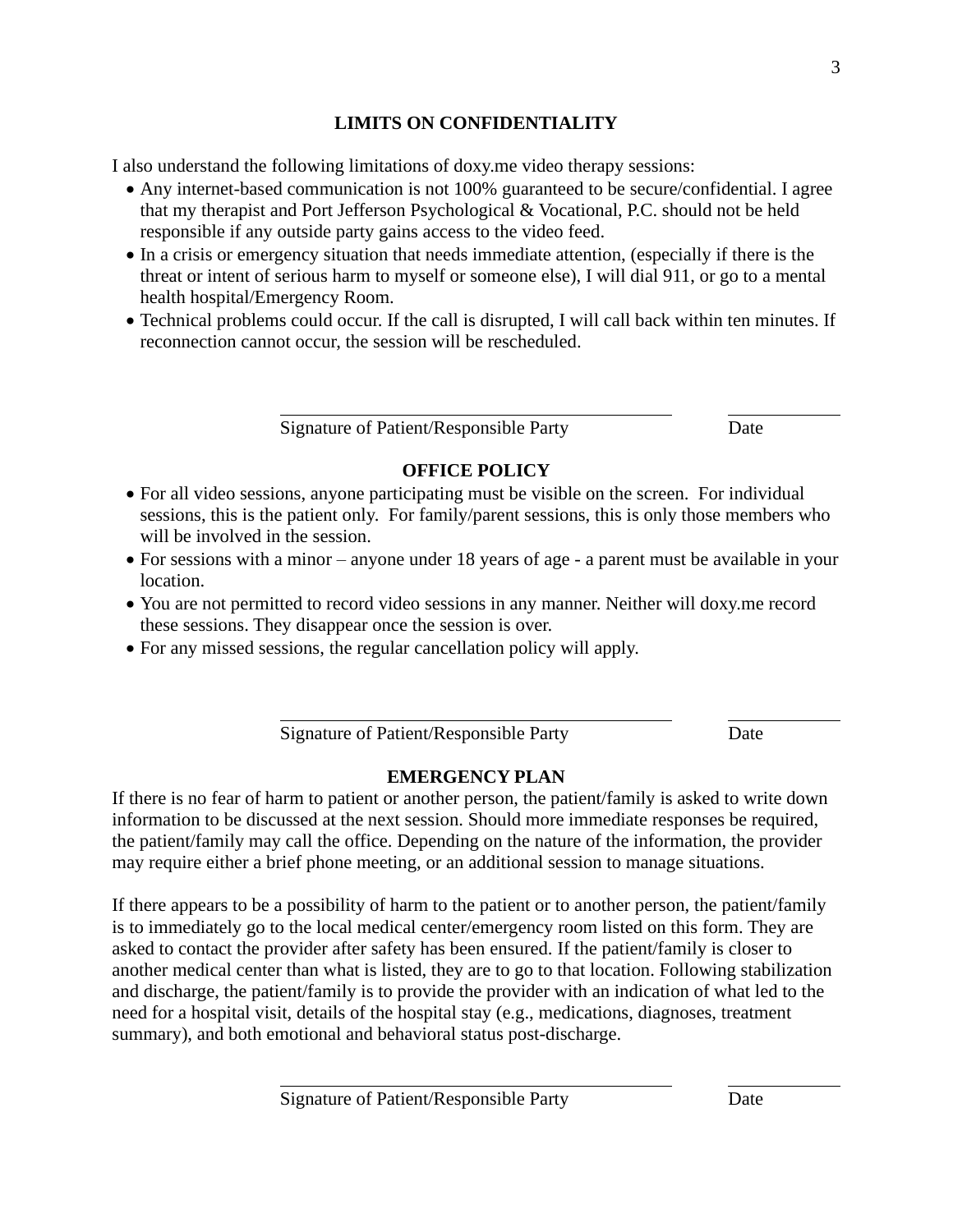## LIMITS ON CONFIDENTIALITY

I also understand the following limitations of doxy.me video therapy sessions:

- Any internet-based communication is not 100% guaranteed to be secure/confidential. I agree that my therapist and Port Jefferson Psychological & Vocational, P.C. should not be held responsible if any outside party gains access to the video feed.
- In a crisis or emergency situation that needs immediate attention, (especially if there is the threat or intent of serious harm to myself or someone else), I will dial 911, or go to a mental health hospital/Emergency Room.
- Technical problems could occur. If the call is disrupted, I will call back within ten minutes. If reconnection cannot occur, the session will be rescheduled.

\_\_\_\_\_\_\_\_\_\_\_\_\_\_\_\_\_\_\_\_\_\_\_\_\_\_\_\_\_\_\_\_\_\_\_\_\_\_ \_\_\_\_\_\_\_\_\_\_\_
Signature of Patient/Responsible Party Date

## OFFICE POLICY

- For all video sessions, anyone participating must be visible on the screen. For individual sessions, this is the patient only. For family/parent sessions, this is only those members who will be involved in the session.
- For sessions with a minor – anyone under 18 years of age - a parent must be available in your location.
- You are not permitted to record video sessions in any manner. Neither will doxy.me record these sessions. They disappear once the session is over.
- For any missed sessions, the regular cancellation policy will apply.

\_\_\_\_\_\_\_\_\_\_\_\_\_\_\_\_\_\_\_\_\_\_\_\_\_\_\_\_\_\_\_\_\_\_\_\_\_\_ \_\_\_\_\_\_\_\_\_\_\_
Signature of Patient/Responsible Party Date

## EMERGENCY PLAN

If there is no fear of harm to patient or another person, the patient/family is asked to write down information to be discussed at the next session. Should more immediate responses be required, the patient/family may call the office. Depending on the nature of the information, the provider may require either a brief phone meeting, or an additional session to manage situations.

If there appears to be a possibility of harm to the patient or to another person, the patient/family is to immediately go to the local medical center/emergency room listed on this form. They are asked to contact the provider after safety has been ensured. If the patient/family is closer to another medical center than what is listed, they are to go to that location. Following stabilization and discharge, the patient/family is to provide the provider with an indication of what led to the need for a hospital visit, details of the hospital stay (e.g., medications, diagnoses, treatment summary), and both emotional and behavioral status post-discharge.

\_\_\_\_\_\_\_\_\_\_\_\_\_\_\_\_\_\_\_\_\_\_\_\_\_\_\_\_\_\_\_\_\_\_\_\_\_\_ \_\_\_\_\_\_\_\_\_\_\_
Signature of Patient/Responsible Party Date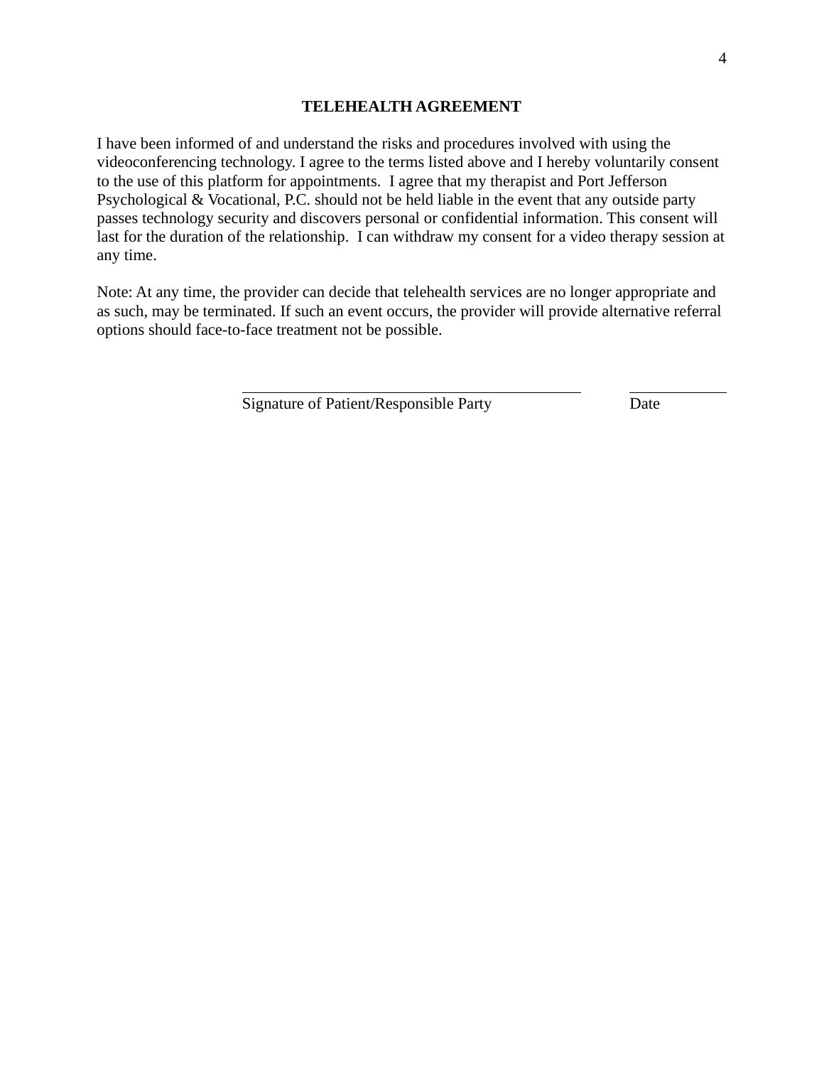## TELEHEALTH AGREEMENT

I have been informed of and understand the risks and procedures involved with using the videoconferencing technology. I agree to the terms listed above and I hereby voluntarily consent to the use of this platform for appointments. I agree that my therapist and Port Jefferson Psychological & Vocational, P.C. should not be held liable in the event that any outside party passes technology security and discovers personal or confidential information. This consent will last for the duration of the relationship. I can withdraw my consent for a video therapy session at any time.

Note: At any time, the provider can decide that telehealth services are no longer appropriate and as such, may be terminated. If such an event occurs, the provider will provide alternative referral options should face-to-face treatment not be possible.

\_\_\_\_\_\_\_\_\_\_\_\_\_\_\_\_\_\_\_\_\_\_\_\_\_\_\_\_\_\_\_\_\_\_\_\_\_\_\_\_ \_\_\_\_\_\_\_\_\_\_\_\_

Signature of Patient/Responsible Party Date